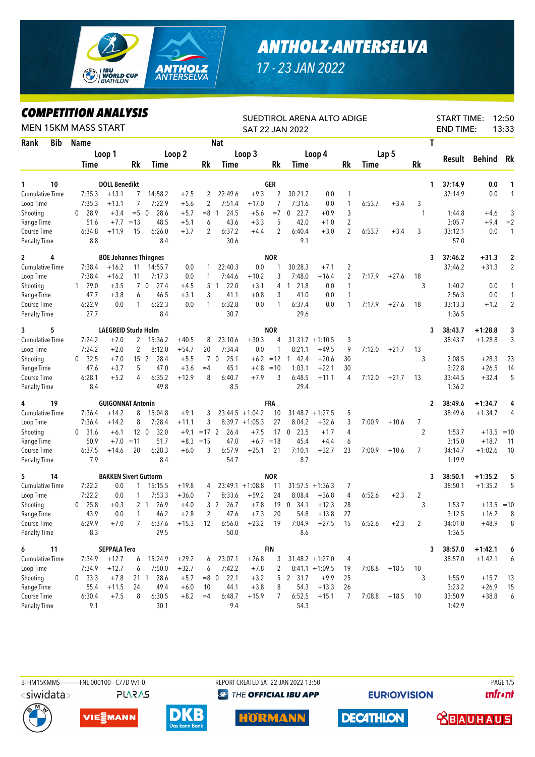# ANTHOLZ-ANTERSELVA

17 - 23 JAN 2022

## COMPETITION ANALYSIS

MEN 15KM MASS START

SUEDTIROL ARENA ALTO ADIGE
SAT 22 JAN 2022

START TIME: 12:50
END TIME: 13:33

| Rank | Bib | Name | | | | | | Nat | | | | | | | | | | T | Result | Behind | Rk |
|---|---|---|---|---|---|---|---|---|---|---|---|---|---|---|---|---|---|---|---|---|---|
| | | Loop 1 Time | | Rk | Loop 2 Time | | Rk | Loop 3 Time | | Rk | Loop 4 Time | | Rk | Lap 5 Time | | Rk | | | | | |
| 1 | 10 | DOLL Benedikt | | | | | | GER | | | | | | | | | | 1 | 37:14.9 | 0.0 | 1 |
| Cumulative Time | | 7:35.3 | +13.1 | 7 | 14:58.2 | +2.5 | 2 | 22:49.6 | +9.3 | 2 | 30:21.2 | 0.0 | 1 | | | | | | 37:14.9 | 0.0 | 1 |
| Loop Time | | 7:35.3 | +13.1 | 7 | 7:22.9 | +5.6 | 2 | 7:51.4 | +17.0 | 7 | 7:31.6 | 0.0 | 1 | 6:53.7 | +3.4 | 3 | | | | | |
| Shooting | | 0 28.9 | +3.4 | =5 | 0 28.6 | +5.7 | =8 | 1 24.5 | +5.6 | =7 | 0 22.7 | +0.9 | 3 | | | | | 1 | 1:44.8 | +4.6 | 3 |
| Range Time | | 51.6 | +7.7 | =13 | 48.5 | +5.1 | 6 | 43.6 | +3.3 | 5 | 42.0 | +1.0 | 2 | | | | | | 3:05.7 | +9.4 | =2 |
| Course Time | | 6:34.8 | +11.9 | 15 | 6:26.0 | +3.7 | 2 | 6:37.2 | +4.4 | 2 | 6:40.4 | +3.0 | 2 | 6:53.7 | +3.4 | 3 | | | 33:12.1 | 0.0 | 1 |
| Penalty Time | | 8.8 | | | 8.4 | | | 30.6 | | | 9.1 | | | | | | | | 57.0 | | |
| 2 | 4 | BOE Johannes Thingnes | | | | | | NOR | | | | | | | | | | 3 | 37:46.2 | +31.3 | 2 |
| Cumulative Time | | 7:38.4 | +16.2 | 11 | 14:55.7 | 0.0 | 1 | 22:40.3 | 0.0 | 1 | 30:28.3 | +7.1 | 2 | | | | | | 37:46.2 | +31.3 | 2 |
| Loop Time | | 7:38.4 | +16.2 | 11 | 7:17.3 | 0.0 | 1 | 7:44.6 | +10.2 | 3 | 7:48.0 | +16.4 | 2 | 7:17.9 | +27.6 | 18 | | | | | |
| Shooting | | 1 29.0 | +3.5 | 7 | 0 27.4 | +4.5 | 5 | 1 22.0 | +3.1 | 4 | 1 21.8 | 0.0 | 1 | | | | | 3 | 1:40.2 | 0.0 | 1 |
| Range Time | | 47.7 | +3.8 | 6 | 46.5 | +3.1 | 3 | 41.1 | +0.8 | 3 | 41.0 | 0.0 | 1 | | | | | | 2:56.3 | 0.0 | 1 |
| Course Time | | 6:22.9 | 0.0 | 1 | 6:22.3 | 0.0 | 1 | 6:32.8 | 0.0 | 1 | 6:37.4 | 0.0 | 1 | 7:17.9 | +27.6 | 18 | | | 33:13.3 | +1.2 | 2 |
| Penalty Time | | 27.7 | | | 8.4 | | | 30.7 | | | 29.6 | | | | | | | | 1:36.5 | | |
| 3 | 5 | LAEGREID Sturla Holm | | | | | | NOR | | | | | | | | | | 3 | 38:43.7 | +1:28.8 | 3 |
| Cumulative Time | | 7:24.2 | +2.0 | 2 | 15:36.2 | +40.5 | 8 | 23:10.6 | +30.3 | 4 | 31:31.7 | +1:10.5 | 3 | | | | | | 38:43.7 | +1:28.8 | 3 |
| Loop Time | | 7:24.2 | +2.0 | 2 | 8:12.0 | +54.7 | 20 | 7:34.4 | 0.0 | 1 | 8:21.1 | +49.5 | 9 | 7:12.0 | +21.7 | 13 | | | | | |
| Shooting | | 0 32.5 | +7.0 | 15 | 2 28.4 | +5.5 | 7 | 0 25.1 | +6.2 | =12 | 1 42.4 | +20.6 | 30 | | | | | 3 | 2:08.5 | +28.3 | 23 |
| Range Time | | 47.6 | +3.7 | 5 | 47.0 | +3.6 | =4 | 45.1 | +4.8 | =10 | 1:03.1 | +22.1 | 30 | | | | | | 3:22.8 | +26.5 | 14 |
| Course Time | | 6:28.1 | +5.2 | 4 | 6:35.2 | +12.9 | 8 | 6:40.7 | +7.9 | 3 | 6:48.5 | +11.1 | 4 | 7:12.0 | +21.7 | 13 | | | 33:44.5 | +32.4 | 5 |
| Penalty Time | | 8.4 | | | 49.8 | | | 8.5 | | | 29.4 | | | | | | | | 1:36.2 | | |
| 4 | 19 | GUIGONNAT Antonin | | | | | | FRA | | | | | | | | | | 2 | 38:49.6 | +1:34.7 | 4 |
| Cumulative Time | | 7:36.4 | +14.2 | 8 | 15:04.8 | +9.1 | 3 | 23:44.5 | +1:04.2 | 10 | 31:48.7 | +1:27.5 | 5 | | | | | | 38:49.6 | +1:34.7 | 4 |
| Loop Time | | 7:36.4 | +14.2 | 8 | 7:28.4 | +11.1 | 3 | 8:39.7 | +1:05.3 | 27 | 8:04.2 | +32.6 | 3 | 7:00.9 | +10.6 | 7 | | | | | |
| Shooting | | 0 31.6 | +6.1 | 12 | 0 32.0 | +9.1 | =17 | 2 26.4 | +7.5 | 17 | 0 23.5 | +1.7 | 4 | | | | | 2 | 1:53.7 | +13.5 | =10 |
| Range Time | | 50.9 | +7.0 | =11 | 51.7 | +8.3 | =15 | 47.0 | +6.7 | =18 | 45.4 | +4.4 | 6 | | | | | | 3:15.0 | +18.7 | 11 |
| Course Time | | 6:37.5 | +14.6 | 20 | 6:28.3 | +6.0 | 3 | 6:57.9 | +25.1 | 21 | 7:10.1 | +32.7 | 23 | 7:00.9 | +10.6 | 7 | | | 34:14.7 | +1:02.6 | 10 |
| Penalty Time | | 7.9 | | | 8.4 | | | 54.7 | | | 8.7 | | | | | | | | 1:19.9 | | |
| 5 | 14 | BAKKEN Sivert Guttorm | | | | | | NOR | | | | | | | | | | 3 | 38:50.1 | +1:35.2 | 5 |
| Cumulative Time | | 7:22.2 | 0.0 | 1 | 15:15.5 | +19.8 | 4 | 23:49.1 | +1:08.8 | 11 | 31:57.5 | +1:36.3 | 7 | | | | | | 38:50.1 | +1:35.2 | 5 |
| Loop Time | | 7:22.2 | 0.0 | 1 | 7:53.3 | +36.0 | 7 | 8:33.6 | +59.2 | 24 | 8:08.4 | +36.8 | 4 | 6:52.6 | +2.3 | 2 | | | | | |
| Shooting | | 0 25.8 | +0.3 | 2 | 1 26.9 | +4.0 | 3 | 2 26.7 | +7.8 | 19 | 0 34.1 | +12.3 | 28 | | | | | 3 | 1:53.7 | +13.5 | =10 |
| Range Time | | 43.9 | 0.0 | 1 | 46.2 | +2.8 | 2 | 47.6 | +7.3 | 20 | 54.8 | +13.8 | 27 | | | | | | 3:12.5 | +16.2 | 8 |
| Course Time | | 6:29.9 | +7.0 | 7 | 6:37.6 | +15.3 | 12 | 6:56.0 | +23.2 | 19 | 7:04.9 | +27.5 | 15 | 6:52.6 | +2.3 | 2 | | | 34:01.0 | +48.9 | 8 |
| Penalty Time | | 8.3 | | | 29.5 | | | 50.0 | | | 8.6 | | | | | | | | 1:36.5 | | |
| 6 | 11 | SEPPALA Tero | | | | | | FIN | | | | | | | | | | 3 | 38:57.0 | +1:42.1 | 6 |
| Cumulative Time | | 7:34.9 | +12.7 | 6 | 15:24.9 | +29.2 | 6 | 23:07.1 | +26.8 | 3 | 31:48.2 | +1:27.0 | 4 | | | | | | 38:57.0 | +1:42.1 | 6 |
| Loop Time | | 7:34.9 | +12.7 | 6 | 7:50.0 | +32.7 | 6 | 7:42.2 | +7.8 | 2 | 8:41.1 | +1:09.5 | 19 | 7:08.8 | +18.5 | 10 | | | | | |
| Shooting | | 0 33.3 | +7.8 | 21 | 1 28.6 | +5.7 | =8 | 0 22.1 | +3.2 | 5 | 2 31.7 | +9.9 | 25 | | | | | 3 | 1:55.9 | +15.7 | 13 |
| Range Time | | 55.4 | +11.5 | 24 | 49.4 | +6.0 | 10 | 44.1 | +3.8 | 8 | 54.3 | +13.3 | 26 | | | | | | 3:23.2 | +26.9 | 15 |
| Course Time | | 6:30.4 | +7.5 | 8 | 6:30.5 | +8.2 | =4 | 6:48.7 | +15.9 | 7 | 6:52.5 | +15.1 | 7 | 7:08.8 | +18.5 | 10 | | | 33:50.9 | +38.8 | 6 |
| Penalty Time | | 9.1 | | | 30.1 | | | 9.4 | | | 54.3 | | | | | | | | 1:42.9 | | |

BTHM15KMMS-----------FNL-000100-- C77D Vv1.0. REPORT CREATED SAT 22 JAN 2022 13:50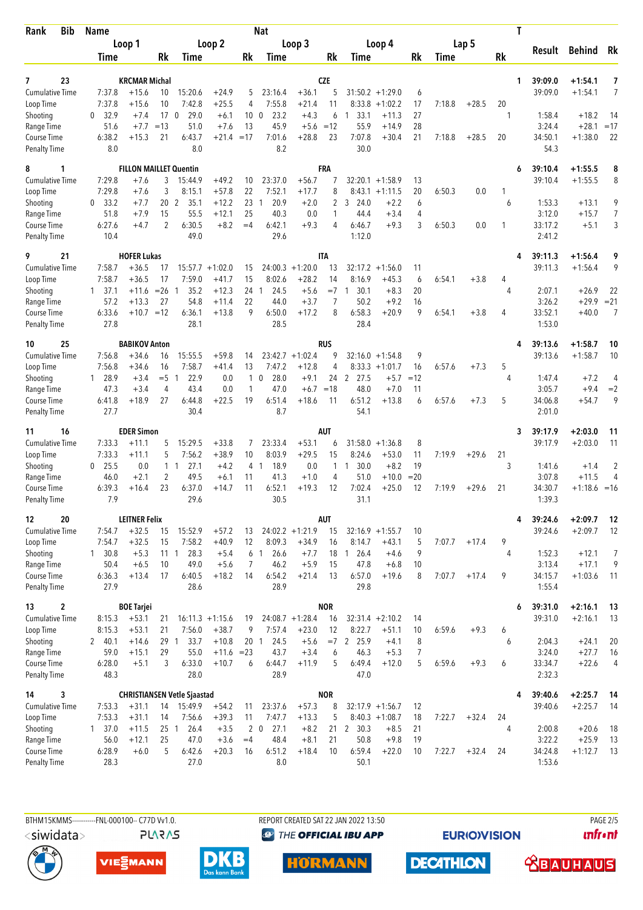| Rank | Bib | Name | | | Nat | | | | | | | | | T | Result | Behind | Rk |
|---|---|---|---|---|---|---|---|---|---|---|---|---|---|---|---|---|---|
| | | Loop 1 | | | Loop 2 | | | Loop 3 | | | Loop 4 | | | Lap 5 | | | |
| | | Time | | Rk | Time | | Rk | Time | | Rk | Time | | Rk | Time | | Rk | |
| **7** | **23** | **KRCMAR Michal** | | | | | | **CZE** | | | | | | | **1** | **39:09.0** | **+1:54.1** | **7** |
| Cumulative Time | | 7:37.8 | +15.6 | 10 | 15:20.6 | +24.9 | 5 | 23:16.4 | +36.1 | 5 | 31:50.2 | +1:29.0 | 6 | | | | 39:09.0 | +1:54.1 | 7 |
| Loop Time | | 7:37.8 | +15.6 | 10 | 7:42.8 | +25.5 | 4 | 7:55.8 | +21.4 | 11 | 8:33.8 | +1:02.2 | 17 | 7:18.8 | +28.5 | 20 | | | |
| Shooting | | 0 32.9 | +7.4 | 17 | 0 29.0 | +6.1 | 10 | 0 23.2 | +4.3 | 6 | 1 33.1 | +11.3 | 27 | | | 1 | 1:58.4 | +18.2 | 14 |
| Range Time | | 51.6 | +7.7 | =13 | 51.0 | +7.6 | 13 | 45.9 | +5.6 | =12 | 55.9 | +14.9 | 28 | | | | 3:24.4 | +28.1 | =17 |
| Course Time | | 6:38.2 | +15.3 | 21 | 6:43.7 | +21.4 | =17 | 7:01.6 | +28.8 | 23 | 7:07.8 | +30.4 | 21 | 7:18.8 | +28.5 | 20 | 34:50.1 | +1:38.0 | 22 |
| Penalty Time | | 8.0 | | | 8.0 | | | 8.2 | | | 30.0 | | | | | | 54.3 | | |
| **8** | **1** | **FILLON MAILLET Quentin** | | | | | | **FRA** | | | | | | | **6** | **39:10.4** | **+1:55.5** | **8** |
| Cumulative Time | | 7:29.8 | +7.6 | 3 | 15:44.9 | +49.2 | 10 | 23:37.0 | +56.7 | 7 | 32:20.1 | +1:58.9 | 13 | | | | 39:10.4 | +1:55.5 | 8 |
| Loop Time | | 7:29.8 | +7.6 | 3 | 8:15.1 | +57.8 | 22 | 7:52.1 | +17.7 | 8 | 8:43.1 | +1:11.5 | 20 | 6:50.3 | 0.0 | 1 | | | |
| Shooting | | 0 33.2 | +7.7 | 20 | 2 35.1 | +12.2 | 23 | 1 20.9 | +2.0 | 2 | 3 24.0 | +2.2 | 6 | | | 6 | 1:53.3 | +13.1 | 9 |
| Range Time | | 51.8 | +7.9 | 15 | 55.5 | +12.1 | 25 | 40.3 | 0.0 | 1 | 44.4 | +3.4 | 4 | | | | 3:12.0 | +15.7 | 7 |
| Course Time | | 6:27.6 | +4.7 | 2 | 6:30.5 | +8.2 | =4 | 6:42.1 | +9.3 | 4 | 6:46.7 | +9.3 | 3 | 6:50.3 | 0.0 | 1 | 33:17.2 | +5.1 | 3 |
| Penalty Time | | 10.4 | | | 49.0 | | | 29.6 | | | 1:12.0 | | | | | | 2:41.2 | | |
| **9** | **21** | **HOFER Lukas** | | | | | | **ITA** | | | | | | | **4** | **39:11.3** | **+1:56.4** | **9** |
| Cumulative Time | | 7:58.7 | +36.5 | 17 | 15:57.7 | +1:02.0 | 15 | 24:00.3 | +1:20.0 | 13 | 32:17.2 | +1:56.0 | 11 | | | | 39:11.3 | +1:56.4 | 9 |
| Loop Time | | 7:58.7 | +36.5 | 17 | 7:59.0 | +41.7 | 15 | 8:02.6 | +28.2 | 14 | 8:16.9 | +45.3 | 6 | 6:54.1 | +3.8 | 4 | | | |
| Shooting | | 1 37.1 | +11.6 | =26 | 1 35.2 | +12.3 | 24 | 1 24.5 | +5.6 | =7 | 1 30.1 | +8.3 | 20 | | | 4 | 2:07.1 | +26.9 | 22 |
| Range Time | | 57.2 | +13.3 | 27 | 54.8 | +11.4 | 22 | 44.0 | +3.7 | 7 | 50.2 | +9.2 | 16 | | | | 3:26.2 | +29.9 | =21 |
| Course Time | | 6:33.6 | +10.7 | =12 | 6:36.1 | +13.8 | 9 | 6:50.0 | +17.2 | 8 | 6:58.3 | +20.9 | 9 | 6:54.1 | +3.8 | 4 | 33:52.1 | +40.0 | 7 |
| Penalty Time | | 27.8 | | | 28.1 | | | 28.5 | | | 28.4 | | | | | | 1:53.0 | | |
| **10** | **25** | **BABIKOV Anton** | | | | | | **RUS** | | | | | | | **4** | **39:13.6** | **+1:58.7** | **10** |
| Cumulative Time | | 7:56.8 | +34.6 | 16 | 15:55.5 | +59.8 | 14 | 23:42.7 | +1:02.4 | 9 | 32:16.0 | +1:54.8 | 9 | | | | 39:13.6 | +1:58.7 | 10 |
| Loop Time | | 7:56.8 | +34.6 | 16 | 7:58.7 | +41.4 | 13 | 7:47.2 | +12.8 | 4 | 8:33.3 | +1:01.7 | 16 | 6:57.6 | +7.3 | 5 | | | |
| Shooting | | 1 28.9 | +3.4 | =5 | 1 22.9 | 0.0 | 1 | 0 28.0 | +9.1 | 24 | 2 27.5 | +5.7 | =12 | | | 4 | 1:47.4 | +7.2 | 4 |
| Range Time | | 47.3 | +3.4 | 4 | 43.4 | 0.0 | 1 | 47.0 | +6.7 | =18 | 48.0 | +7.0 | 11 | | | | 3:05.7 | +9.4 | =2 |
| Course Time | | 6:41.8 | +18.9 | 27 | 6:44.8 | +22.5 | 19 | 6:51.4 | +18.6 | 11 | 6:51.2 | +13.8 | 6 | 6:57.6 | +7.3 | 5 | 34:06.8 | +54.7 | 9 |
| Penalty Time | | 27.7 | | | 30.4 | | | 8.7 | | | 54.1 | | | | | | 2:01.0 | | |
| **11** | **16** | **EDER Simon** | | | | | | **AUT** | | | | | | | **3** | **39:17.9** | **+2:03.0** | **11** |
| Cumulative Time | | 7:33.3 | +11.1 | 5 | 15:29.5 | +33.8 | 7 | 23:33.4 | +53.1 | 6 | 31:58.0 | +1:36.8 | 8 | | | | 39:17.9 | +2:03.0 | 11 |
| Loop Time | | 7:33.3 | +11.1 | 5 | 7:56.2 | +38.9 | 10 | 8:03.9 | +29.5 | 15 | 8:24.6 | +53.0 | 11 | 7:19.9 | +29.6 | 21 | | | |
| Shooting | | 0 25.5 | 0.0 | 1 | 1 27.1 | +4.2 | 4 | 1 18.9 | 0.0 | 1 | 1 30.0 | +8.2 | 19 | | | 3 | 1:41.6 | +1.4 | 2 |
| Range Time | | 46.0 | +2.1 | 2 | 49.5 | +6.1 | 11 | 41.3 | +1.0 | 4 | 51.0 | +10.0 | =20 | | | | 3:07.8 | +11.5 | 4 |
| Course Time | | 6:39.3 | +16.4 | 23 | 6:37.0 | +14.7 | 11 | 6:52.1 | +19.3 | 12 | 7:02.4 | +25.0 | 12 | 7:19.9 | +29.6 | 21 | 34:30.7 | +1:18.6 | =16 |
| Penalty Time | | 7.9 | | | 29.6 | | | 30.5 | | | 31.1 | | | | | | 1:39.3 | | |
| **12** | **20** | **LEITNER Felix** | | | | | | **AUT** | | | | | | | **4** | **39:24.6** | **+2:09.7** | **12** |
| Cumulative Time | | 7:54.7 | +32.5 | 15 | 15:52.9 | +57.2 | 13 | 24:02.2 | +1:21.9 | 15 | 32:16.9 | +1:55.7 | 10 | | | | 39:24.6 | +2:09.7 | 12 |
| Loop Time | | 7:54.7 | +32.5 | 15 | 7:58.2 | +40.9 | 12 | 8:09.3 | +34.9 | 16 | 8:14.7 | +43.1 | 5 | 7:07.7 | +17.4 | 9 | | | |
| Shooting | | 1 30.8 | +5.3 | 11 | 1 28.3 | +5.4 | 6 | 1 26.6 | +7.7 | 18 | 1 26.4 | +4.6 | 9 | | | 4 | 1:52.3 | +12.1 | 7 |
| Range Time | | 50.4 | +6.5 | 10 | 49.0 | +5.6 | 7 | 46.2 | +5.9 | 15 | 47.8 | +6.8 | 10 | | | | 3:13.4 | +17.1 | 9 |
| Course Time | | 6:36.3 | +13.4 | 17 | 6:40.5 | +18.2 | 14 | 6:54.2 | +21.4 | 13 | 6:57.0 | +19.6 | 8 | 7:07.7 | +17.4 | 9 | 34:15.7 | +1:03.6 | 11 |
| Penalty Time | | 27.9 | | | 28.6 | | | 28.9 | | | 29.8 | | | | | | 1:55.4 | | |
| **13** | **2** | **BOE Tarjei** | | | | | | **NOR** | | | | | | | **6** | **39:31.0** | **+2:16.1** | **13** |
| Cumulative Time | | 8:15.3 | +53.1 | 21 | 16:11.3 | +1:15.6 | 19 | 24:08.7 | +1:28.4 | 16 | 32:31.4 | +2:10.2 | 14 | | | | 39:31.0 | +2:16.1 | 13 |
| Loop Time | | 8:15.3 | +53.1 | 21 | 7:56.0 | +38.7 | 9 | 7:57.4 | +23.0 | 12 | 8:22.7 | +51.1 | 10 | 6:59.6 | +9.3 | 6 | | | |
| Shooting | | 2 40.1 | +14.6 | 29 | 1 33.7 | +10.8 | 20 | 1 24.5 | +5.6 | =7 | 2 25.9 | +4.1 | 8 | | | 6 | 2:04.3 | +24.1 | 20 |
| Range Time | | 59.0 | +15.1 | 29 | 55.0 | +11.6 | =23 | 43.7 | +3.4 | 6 | 46.3 | +5.3 | 7 | | | | 3:24.0 | +27.7 | 16 |
| Course Time | | 6:28.0 | +5.1 | 3 | 6:33.0 | +10.7 | 6 | 6:44.7 | +11.9 | 5 | 6:49.4 | +12.0 | 5 | 6:59.6 | +9.3 | 6 | 33:34.7 | +22.6 | 4 |
| Penalty Time | | 48.3 | | | 28.0 | | | 28.9 | | | 47.0 | | | | | | 2:32.3 | | |
| **14** | **3** | **CHRISTIANSEN Vetle Sjaastad** | | | | | | **NOR** | | | | | | | **4** | **39:40.6** | **+2:25.7** | **14** |
| Cumulative Time | | 7:53.3 | +31.1 | 14 | 15:49.9 | +54.2 | 11 | 23:37.6 | +57.3 | 8 | 32:17.9 | +1:56.7 | 12 | | | | 39:40.6 | +2:25.7 | 14 |
| Loop Time | | 7:53.3 | +31.1 | 14 | 7:56.6 | +39.3 | 11 | 7:47.7 | +13.3 | 5 | 8:40.3 | +1:08.7 | 18 | 7:22.7 | +32.4 | 24 | | | |
| Shooting | | 1 37.0 | +11.5 | 25 | 1 26.4 | +3.5 | 2 | 0 27.1 | +8.2 | 21 | 2 30.3 | +8.5 | 21 | | | 4 | 2:00.8 | +20.6 | 18 |
| Range Time | | 56.0 | +12.1 | 25 | 47.0 | +3.6 | =4 | 48.4 | +8.1 | 21 | 50.8 | +9.8 | 19 | | | | 3:22.2 | +25.9 | 13 |
| Course Time | | 6:28.9 | +6.0 | 5 | 6:42.6 | +20.3 | 16 | 6:51.2 | +18.4 | 10 | 6:59.4 | +22.0 | 10 | 7:22.7 | +32.4 | 24 | 34:24.8 | +1:12.7 | 13 |
| Penalty Time | | 28.3 | | | 27.0 | | | 8.0 | | | 50.1 | | | | | | 1:53.6 | | |

BTHM15KMMS-----------FNL-000100-- C77D Vv1.0. REPORT CREATED SAT 22 JAN 2022 13:50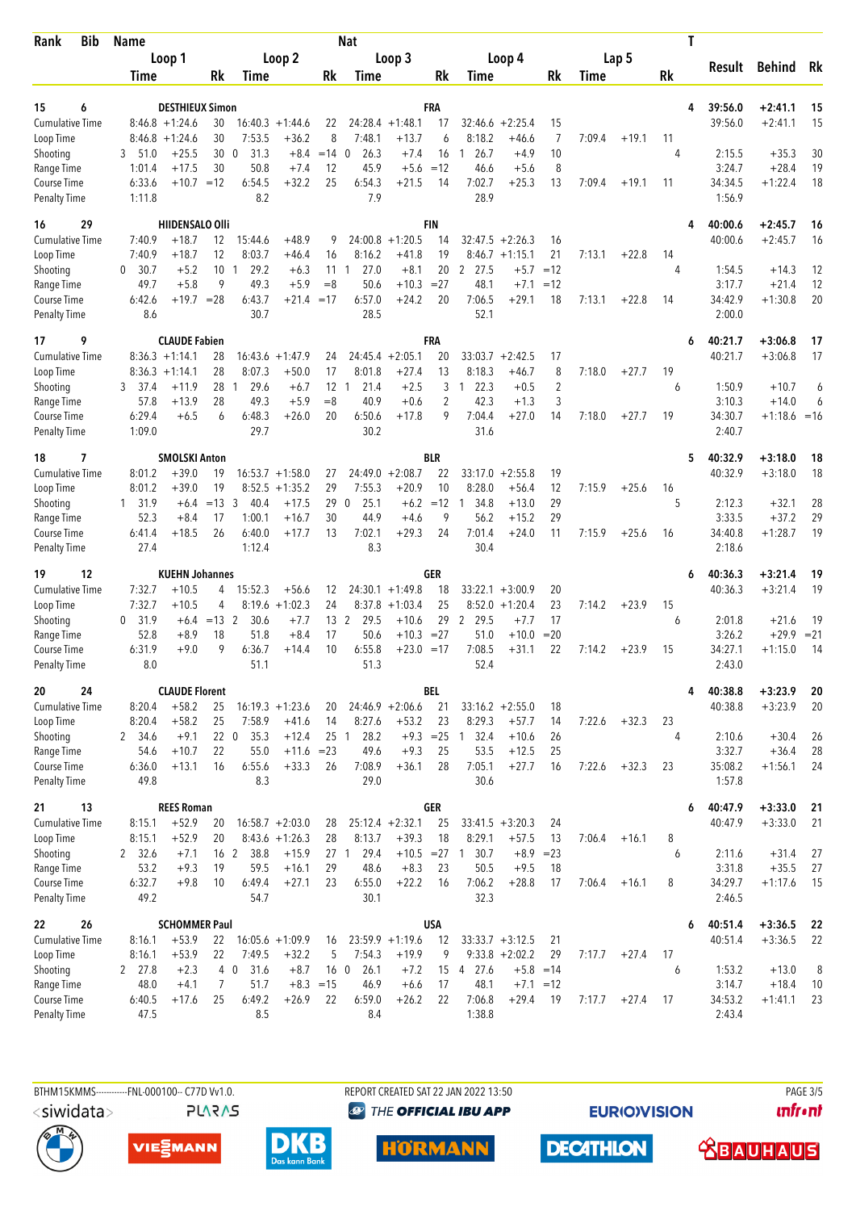| Rank | Bib | Name | | | | | | Nat | | | | | | | | | T | Result | Behind | Rk |
|---|---|---|---|---|---|---|---|---|---|---|---|---|---|---|---|---|---|---|---|---|
| | | Loop 1 | | | Loop 2 | | | Loop 3 | | | Loop 4 | | | Lap 5 | | | | | | |
| | | Time | | Rk | Time | | Rk | Time | | Rk | Time | | Rk | Time | | Rk | | | | |
| 15 | 6 | DESTHIEUX Simon | | | | | | FRA | | | | | | | | | 4 | 39:56.0 | +2:41.1 | 15 |
| Cumulative Time | | 8:46.8 | +1:24.6 | 30 | 16:40.3 | +1:44.6 | 22 | 24:28.4 | +1:48.1 | 17 | 32:46.6 | +2:25.4 | 15 | | | | | 39:56.0 | +2:41.1 | 15 |
| Loop Time | | 8:46.8 | +1:24.6 | 30 | 7:53.5 | +36.2 | 8 | 7:48.1 | +13.7 | 6 | 8:18.2 | +46.6 | 7 | 7:09.4 | +19.1 | 11 | | | | |
| Shooting | | 3 51.0 | +25.5 | 30 | 0 31.3 | +8.4 | =14 | 0 26.3 | +7.4 | 16 | 1 26.7 | +4.9 | 10 | | | | 4 | 2:15.5 | +35.3 | 30 |
| Range Time | | 1:01.4 | +17.5 | 30 | 50.8 | +7.4 | 12 | 45.9 | +5.6 | =12 | 46.6 | +5.6 | 8 | | | | | 3:24.7 | +28.4 | 19 |
| Course Time | | 6:33.6 | +10.7 | =12 | 6:54.5 | +32.2 | 25 | 6:54.3 | +21.5 | 14 | 7:02.7 | +25.3 | 13 | 7:09.4 | +19.1 | 11 | | 34:34.5 | +1:22.4 | 18 |
| Penalty Time | | 1:11.8 | | | 8.2 | | | 7.9 | | | 28.9 | | | | | | | 1:56.9 | | |
| 16 | 29 | HIIDENSALO Olli | | | | | | FIN | | | | | | | | | 4 | 40:00.6 | +2:45.7 | 16 |
| Cumulative Time | | 7:40.9 | +18.7 | 12 | 15:44.6 | +48.9 | 9 | 24:00.8 | +1:20.5 | 14 | 32:47.5 | +2:26.3 | 16 | | | | | 40:00.6 | +2:45.7 | 16 |
| Loop Time | | 7:40.9 | +18.7 | 12 | 8:03.7 | +46.4 | 16 | 8:16.2 | +41.8 | 19 | 8:46.7 | +1:15.1 | 21 | 7:13.1 | +22.8 | 14 | | | | |
| Shooting | | 0 30.7 | +5.2 | 10 | 1 29.2 | +6.3 | 11 | 1 27.0 | +8.1 | 20 | 2 27.5 | +5.7 | =12 | | | | 4 | 1:54.5 | +14.3 | 12 |
| Range Time | | 49.7 | +5.8 | 9 | 49.3 | +5.9 | =8 | 50.6 | +10.3 | =27 | 48.1 | +7.1 | =12 | | | | | 3:17.7 | +21.4 | 12 |
| Course Time | | 6:42.6 | +19.7 | =28 | 6:43.7 | +21.4 | =17 | 6:57.0 | +24.2 | 20 | 7:06.5 | +29.1 | 18 | 7:13.1 | +22.8 | 14 | | 34:42.9 | +1:30.8 | 20 |
| Penalty Time | | 8.6 | | | 30.7 | | | 28.5 | | | 52.1 | | | | | | | 2:00.0 | | |
| 17 | 9 | CLAUDE Fabien | | | | | | FRA | | | | | | | | | 6 | 40:21.7 | +3:06.8 | 17 |
| Cumulative Time | | 8:36.3 | +1:14.1 | 28 | 16:43.6 | +1:47.9 | 24 | 24:45.4 | +2:05.1 | 20 | 33:03.7 | +2:42.5 | 17 | | | | | 40:21.7 | +3:06.8 | 17 |
| Loop Time | | 8:36.3 | +1:14.1 | 28 | 8:07.3 | +50.0 | 17 | 8:01.8 | +27.4 | 13 | 8:18.3 | +46.7 | 8 | 7:18.0 | +27.7 | 19 | | | | |
| Shooting | | 3 37.4 | +11.9 | 28 | 1 29.6 | +6.7 | 12 | 1 21.4 | +2.5 | 3 | 1 22.3 | +0.5 | 2 | | | | 6 | 1:50.9 | +10.7 | 6 |
| Range Time | | 57.8 | +13.9 | 28 | 49.3 | +5.9 | =8 | 40.9 | +0.6 | 2 | 42.3 | +1.3 | 3 | | | | | 3:10.3 | +14.0 | 6 |
| Course Time | | 6:29.4 | +6.5 | 6 | 6:48.3 | +26.0 | 20 | 6:50.6 | +17.8 | 9 | 7:04.4 | +27.0 | 14 | 7:18.0 | +27.7 | 19 | | 34:30.7 | +1:18.6 | =16 |
| Penalty Time | | 1:09.0 | | | 29.7 | | | 30.2 | | | 31.6 | | | | | | | 2:40.7 | | |
| 18 | 7 | SMOLSKI Anton | | | | | | BLR | | | | | | | | | 5 | 40:32.9 | +3:18.0 | 18 |
| Cumulative Time | | 8:01.2 | +39.0 | 19 | 16:53.7 | +1:58.0 | 27 | 24:49.0 | +2:08.7 | 22 | 33:17.0 | +2:55.8 | 19 | | | | | 40:32.9 | +3:18.0 | 18 |
| Loop Time | | 8:01.2 | +39.0 | 19 | 8:52.5 | +1:35.2 | 29 | 7:55.3 | +20.9 | 10 | 8:28.0 | +56.4 | 12 | 7:15.9 | +25.6 | 16 | | | | |
| Shooting | | 1 31.9 | +6.4 | =13 | 3 40.4 | +17.5 | 29 | 0 25.1 | +6.2 | =12 | 1 34.8 | +13.0 | 29 | | | | 5 | 2:12.3 | +32.1 | 28 |
| Range Time | | 52.3 | +8.4 | 17 | 1:00.1 | +16.7 | 30 | 44.9 | +4.6 | 9 | 56.2 | +15.2 | 29 | | | | | 3:33.5 | +37.2 | 29 |
| Course Time | | 6:41.4 | +18.5 | 26 | 6:40.0 | +17.7 | 13 | 7:02.1 | +29.3 | 24 | 7:01.4 | +24.0 | 11 | 7:15.9 | +25.6 | 16 | | 34:40.8 | +1:28.7 | 19 |
| Penalty Time | | 27.4 | | | 1:12.4 | | | 8.3 | | | 30.4 | | | | | | | 2:18.6 | | |
| 19 | 12 | KUEHN Johannes | | | | | | GER | | | | | | | | | 6 | 40:36.3 | +3:21.4 | 19 |
| Cumulative Time | | 7:32.7 | +10.5 | 4 | 15:52.3 | +56.6 | 12 | 24:30.1 | +1:49.8 | 18 | 33:22.1 | +3:00.9 | 20 | | | | | 40:36.3 | +3:21.4 | 19 |
| Loop Time | | 7:32.7 | +10.5 | 4 | 8:19.6 | +1:02.3 | 24 | 8:37.8 | +1:03.4 | 25 | 8:52.0 | +1:20.4 | 23 | 7:14.2 | +23.9 | 15 | | | | |
| Shooting | | 0 31.9 | +6.4 | =13 | 2 30.6 | +7.7 | 13 | 2 29.5 | +10.6 | 29 | 2 29.5 | +7.7 | 17 | | | | 6 | 2:01.8 | +21.6 | 19 |
| Range Time | | 52.8 | +8.9 | 18 | 51.8 | +8.4 | 17 | 50.6 | +10.3 | =27 | 51.0 | +10.0 | =20 | | | | | 3:26.2 | +29.9 | =21 |
| Course Time | | 6:31.9 | +9.0 | 9 | 6:36.7 | +14.4 | 10 | 6:55.8 | +23.0 | =17 | 7:08.5 | +31.1 | 22 | 7:14.2 | +23.9 | 15 | | 34:27.1 | +1:15.0 | 14 |
| Penalty Time | | 8.0 | | | 51.1 | | | 51.3 | | | 52.4 | | | | | | | 2:43.0 | | |
| 20 | 24 | CLAUDE Florent | | | | | | BEL | | | | | | | | | 4 | 40:38.8 | +3:23.9 | 20 |
| Cumulative Time | | 8:20.4 | +58.2 | 25 | 16:19.3 | +1:23.6 | 20 | 24:46.9 | +2:06.6 | 21 | 33:16.2 | +2:55.0 | 18 | | | | | 40:38.8 | +3:23.9 | 20 |
| Loop Time | | 8:20.4 | +58.2 | 25 | 7:58.9 | +41.6 | 14 | 8:27.6 | +53.2 | 23 | 8:29.3 | +57.7 | 14 | 7:22.6 | +32.3 | 23 | | | | |
| Shooting | | 2 34.6 | +9.1 | 22 | 0 35.3 | +12.4 | 25 | 1 28.2 | +9.3 | =25 | 1 32.4 | +10.6 | 26 | | | | 4 | 2:10.6 | +30.4 | 26 |
| Range Time | | 54.6 | +10.7 | 22 | 55.0 | +11.6 | =23 | 49.6 | +9.3 | 25 | 53.5 | +12.5 | 25 | | | | | 3:32.7 | +36.4 | 28 |
| Course Time | | 6:36.0 | +13.1 | 16 | 6:55.6 | +33.3 | 26 | 7:08.9 | +36.1 | 28 | 7:05.1 | +27.7 | 16 | 7:22.6 | +32.3 | 23 | | 35:08.2 | +1:56.1 | 24 |
| Penalty Time | | 49.8 | | | 8.3 | | | 29.0 | | | 30.6 | | | | | | | 1:57.8 | | |
| 21 | 13 | REES Roman | | | | | | GER | | | | | | | | | 6 | 40:47.9 | +3:33.0 | 21 |
| Cumulative Time | | 8:15.1 | +52.9 | 20 | 16:58.7 | +2:03.0 | 28 | 25:12.4 | +2:32.1 | 25 | 33:41.5 | +3:20.3 | 24 | | | | | 40:47.9 | +3:33.0 | 21 |
| Loop Time | | 8:15.1 | +52.9 | 20 | 8:43.6 | +1:26.3 | 28 | 8:13.7 | +39.3 | 18 | 8:29.1 | +57.5 | 13 | 7:06.4 | +16.1 | 8 | | | | |
| Shooting | | 2 32.6 | +7.1 | 16 | 2 38.8 | +15.9 | 27 | 1 29.4 | +10.5 | =27 | 1 30.7 | +8.9 | =23 | | | | 6 | 2:11.6 | +31.4 | 27 |
| Range Time | | 53.2 | +9.3 | 19 | 59.5 | +16.1 | 29 | 48.6 | +8.3 | 23 | 50.5 | +9.5 | 18 | | | | | 3:31.8 | +35.5 | 27 |
| Course Time | | 6:32.7 | +9.8 | 10 | 6:49.4 | +27.1 | 23 | 6:55.0 | +22.2 | 16 | 7:06.2 | +28.8 | 17 | 7:06.4 | +16.1 | 8 | | 34:29.7 | +1:17.6 | 15 |
| Penalty Time | | 49.2 | | | 54.7 | | | 30.1 | | | 32.3 | | | | | | | 2:46.5 | | |
| 22 | 26 | SCHOMMER Paul | | | | | | USA | | | | | | | | | 6 | 40:51.4 | +3:36.5 | 22 |
| Cumulative Time | | 8:16.1 | +53.9 | 22 | 16:05.6 | +1:09.9 | 16 | 23:59.9 | +1:19.6 | 12 | 33:33.7 | +3:12.5 | 21 | | | | | 40:51.4 | +3:36.5 | 22 |
| Loop Time | | 8:16.1 | +53.9 | 22 | 7:49.5 | +32.2 | 5 | 7:54.3 | +19.9 | 9 | 9:33.8 | +2:02.2 | 29 | 7:17.7 | +27.4 | 17 | | | | |
| Shooting | | 2 27.8 | +2.3 | 4 | 0 31.6 | +8.7 | 16 | 0 26.1 | +7.2 | 15 | 4 27.6 | +5.8 | =14 | | | | 6 | 1:53.2 | +13.0 | 8 |
| Range Time | | 48.0 | +4.1 | 7 | 51.7 | +8.3 | =15 | 46.9 | +6.6 | 17 | 48.1 | +7.1 | =12 | | | | | 3:14.7 | +18.4 | 10 |
| Course Time | | 6:40.5 | +17.6 | 25 | 6:49.2 | +26.9 | 22 | 6:59.0 | +26.2 | 22 | 7:06.8 | +29.4 | 19 | 7:17.7 | +27.4 | 17 | | 34:53.2 | +1:41.1 | 23 |
| Penalty Time | | 47.5 | | | 8.5 | | | 8.4 | | | 1:38.8 | | | | | | | 2:43.4 | | |

BTHM15KMMS-----------FNL-000100-- C77D Vv1.0. REPORT CREATED SAT 22 JAN 2022 13:50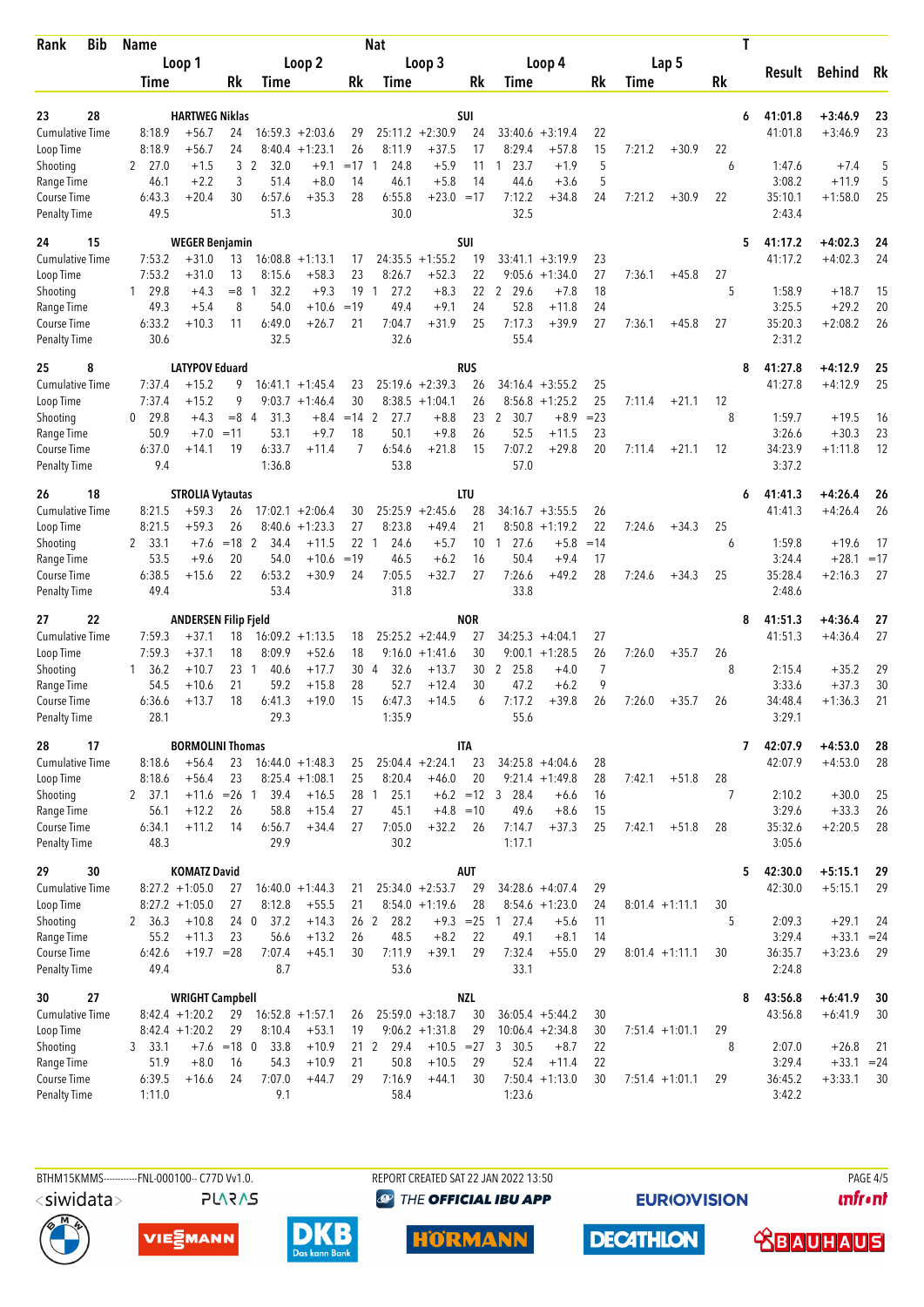| Rank | Bib | Name | | | | | Nat | | | | | | | | | T | Result | Behind | Rk |
|---|---|---|---|---|---|---|---|---|---|---|---|---|---|---|---|---|---|---|---|
| | | Loop 1 | | | Loop 2 | | | Loop 3 | | | Loop 4 | | | Lap 5 | | | | | |
| | | Time | | Rk | Time | | Rk | Time | | Rk | Time | | Rk | Time | | Rk | | | |
| 23 | 28 | HARTWEG Niklas | | | | | SUI | | | | | | | | | 6 | 41:01.8 | +3:46.9 | 23 |
| Cumulative Time | | 8:18.9 | +56.7 | 24 | 16:59.3 | +2:03.6 | 29 | 25:11.2 | +2:30.9 | 24 | 33:40.6 | +3:19.4 | 22 | | | | 41:01.8 | +3:46.9 | 23 |
| Loop Time | | 8:18.9 | +56.7 | 24 | 8:40.4 | +1:23.1 | 26 | 8:11.9 | +37.5 | 17 | 8:29.4 | +57.8 | 15 | 7:21.2 | +30.9 | 22 | | | |
| Shooting | | 2 27.0 | +1.5 | 3 | 2 32.0 | +9.1 | =17 | 1 24.8 | +5.9 | 11 | 1 23.7 | +1.9 | 5 | | | 6 | 1:47.6 | +7.4 | 5 |
| Range Time | | 46.1 | +2.2 | 3 | 51.4 | +8.0 | 14 | 46.1 | +5.8 | 14 | 44.6 | +3.6 | 5 | | | | 3:08.2 | +11.9 | 5 |
| Course Time | | 6:43.3 | +20.4 | 30 | 6:57.6 | +35.3 | 28 | 6:55.8 | +23.0 | =17 | 7:12.2 | +34.8 | 24 | 7:21.2 | +30.9 | 22 | 35:10.1 | +1:58.0 | 25 |
| Penalty Time | | 49.5 | | | 51.3 | | | 30.0 | | | 32.5 | | | | | | 2:43.4 | | |
| 24 | 15 | WEGER Benjamin | | | | | SUI | | | | | | | | | 5 | 41:17.2 | +4:02.3 | 24 |
| Cumulative Time | | 7:53.2 | +31.0 | 13 | 16:08.8 | +1:13.1 | 17 | 24:35.5 | +1:55.2 | 19 | 33:41.1 | +3:19.9 | 23 | | | | 41:17.2 | +4:02.3 | 24 |
| Loop Time | | 7:53.2 | +31.0 | 13 | 8:15.6 | +58.3 | 23 | 8:26.7 | +52.3 | 22 | 9:05.6 | +1:34.0 | 27 | 7:36.1 | +45.8 | 27 | | | |
| Shooting | | 1 29.8 | +4.3 | =8 | 1 32.2 | +9.3 | 19 | 1 27.2 | +8.3 | 22 | 2 29.6 | +7.8 | 18 | | | 5 | 1:58.9 | +18.7 | 15 |
| Range Time | | 49.3 | +5.4 | 8 | 54.0 | +10.6 | =19 | 49.4 | +9.1 | 24 | 52.8 | +11.8 | 24 | | | | 3:25.5 | +29.2 | 20 |
| Course Time | | 6:33.2 | +10.3 | 11 | 6:49.0 | +26.7 | 21 | 7:04.7 | +31.9 | 25 | 7:17.3 | +39.9 | 27 | 7:36.1 | +45.8 | 27 | 35:20.3 | +2:08.2 | 26 |
| Penalty Time | | 30.6 | | | 32.5 | | | 32.6 | | | 55.4 | | | | | | 2:31.2 | | |
| 25 | 8 | LATYPOV Eduard | | | | | RUS | | | | | | | | | 8 | 41:27.8 | +4:12.9 | 25 |
| Cumulative Time | | 7:37.4 | +15.2 | 9 | 16:41.1 | +1:45.4 | 23 | 25:19.6 | +2:39.3 | 26 | 34:16.4 | +3:55.2 | 25 | | | | 41:27.8 | +4:12.9 | 25 |
| Loop Time | | 7:37.4 | +15.2 | 9 | 9:03.7 | +1:46.4 | 30 | 8:38.5 | +1:04.1 | 26 | 8:56.8 | +1:25.2 | 25 | 7:11.4 | +21.1 | 12 | | | |
| Shooting | | 0 29.8 | +4.3 | =8 | 4 31.3 | +8.4 | =14 | 2 27.7 | +8.8 | 23 | 2 30.7 | +8.9 | =23 | | | 8 | 1:59.7 | +19.5 | 16 |
| Range Time | | 50.9 | +7.0 | =11 | 53.1 | +9.7 | 18 | 50.1 | +9.8 | 26 | 52.5 | +11.5 | 23 | | | | 3:26.6 | +30.3 | 23 |
| Course Time | | 6:37.0 | +14.1 | 19 | 6:33.7 | +11.4 | 7 | 6:54.6 | +21.8 | 15 | 7:07.2 | +29.8 | 20 | 7:11.4 | +21.1 | 12 | 34:23.9 | +1:11.8 | 12 |
| Penalty Time | | 9.4 | | | 1:36.8 | | | 53.8 | | | 57.0 | | | | | | 3:37.2 | | |
| 26 | 18 | STROLIA Vytautas | | | | | LTU | | | | | | | | | 6 | 41:41.3 | +4:26.4 | 26 |
| Cumulative Time | | 8:21.5 | +59.3 | 26 | 17:02.1 | +2:06.4 | 30 | 25:25.9 | +2:45.6 | 28 | 34:16.7 | +3:55.5 | 26 | | | | 41:41.3 | +4:26.4 | 26 |
| Loop Time | | 8:21.5 | +59.3 | 26 | 8:40.6 | +1:23.3 | 27 | 8:23.8 | +49.4 | 21 | 8:50.8 | +1:19.2 | 22 | 7:24.6 | +34.3 | 25 | | | |
| Shooting | | 2 33.1 | +7.6 | =18 | 2 34.4 | +11.5 | 22 | 1 24.6 | +5.7 | 10 | 1 27.6 | +5.8 | =14 | | | 6 | 1:59.8 | +19.6 | 17 |
| Range Time | | 53.5 | +9.6 | 20 | 54.0 | +10.6 | =19 | 46.5 | +6.2 | 16 | 50.4 | +9.4 | 17 | | | | 3:24.4 | +28.1 | =17 |
| Course Time | | 6:38.5 | +15.6 | 22 | 6:53.2 | +30.9 | 24 | 7:05.5 | +32.7 | 27 | 7:26.6 | +49.2 | 28 | 7:24.6 | +34.3 | 25 | 35:28.4 | +2:16.3 | 27 |
| Penalty Time | | 49.4 | | | 53.4 | | | 31.8 | | | 33.8 | | | | | | 2:48.6 | | |
| 27 | 22 | ANDERSEN Filip Fjeld | | | | | NOR | | | | | | | | | 8 | 41:51.3 | +4:36.4 | 27 |
| Cumulative Time | | 7:59.3 | +37.1 | 18 | 16:09.2 | +1:13.5 | 18 | 25:25.2 | +2:44.9 | 27 | 34:25.3 | +4:04.1 | 27 | | | | 41:51.3 | +4:36.4 | 27 |
| Loop Time | | 7:59.3 | +37.1 | 18 | 8:09.9 | +52.6 | 18 | 9:16.0 | +1:41.6 | 30 | 9:00.1 | +1:28.5 | 26 | 7:26.0 | +35.7 | 26 | | | |
| Shooting | | 1 36.2 | +10.7 | 23 | 1 40.6 | +17.7 | 30 | 4 32.6 | +13.7 | 30 | 2 25.8 | +4.0 | 7 | | | 8 | 2:15.4 | +35.2 | 29 |
| Range Time | | 54.5 | +10.6 | 21 | 59.2 | +15.8 | 28 | 52.7 | +12.4 | 30 | 47.2 | +6.2 | 9 | | | | 3:33.6 | +37.3 | 30 |
| Course Time | | 6:36.6 | +13.7 | 18 | 6:41.3 | +19.0 | 15 | 6:47.3 | +14.5 | 6 | 7:17.2 | +39.8 | 26 | 7:26.0 | +35.7 | 26 | 34:48.4 | +1:36.3 | 21 |
| Penalty Time | | 28.1 | | | 29.3 | | | 1:35.9 | | | 55.6 | | | | | | 3:29.1 | | |
| 28 | 17 | BORMOLINI Thomas | | | | | ITA | | | | | | | | | 7 | 42:07.9 | +4:53.0 | 28 |
| Cumulative Time | | 8:18.6 | +56.4 | 23 | 16:44.0 | +1:48.3 | 25 | 25:04.4 | +2:24.1 | 23 | 34:25.8 | +4:04.6 | 28 | | | | 42:07.9 | +4:53.0 | 28 |
| Loop Time | | 8:18.6 | +56.4 | 23 | 8:25.4 | +1:08.1 | 25 | 8:20.4 | +46.0 | 20 | 9:21.4 | +1:49.8 | 28 | 7:42.1 | +51.8 | 28 | | | |
| Shooting | | 2 37.1 | +11.6 | =26 | 1 39.4 | +16.5 | 28 | 1 25.1 | +6.2 | =12 | 3 28.4 | +6.6 | 16 | | | 7 | 2:10.2 | +30.0 | 25 |
| Range Time | | 56.1 | +12.2 | 26 | 58.8 | +15.4 | 27 | 45.1 | +4.8 | =10 | 49.6 | +8.6 | 15 | | | | 3:29.6 | +33.3 | 26 |
| Course Time | | 6:34.1 | +11.2 | 14 | 6:56.7 | +34.4 | 27 | 7:05.0 | +32.2 | 26 | 7:14.7 | +37.3 | 25 | 7:42.1 | +51.8 | 28 | 35:32.6 | +2:20.5 | 28 |
| Penalty Time | | 48.3 | | | 29.9 | | | 30.2 | | | 1:17.1 | | | | | | 3:05.6 | | |
| 29 | 30 | KOMATZ David | | | | | AUT | | | | | | | | | 5 | 42:30.0 | +5:15.1 | 29 |
| Cumulative Time | | 8:27.2 | +1:05.0 | 27 | 16:40.0 | +1:44.3 | 21 | 25:34.0 | +2:53.7 | 29 | 34:28.6 | +4:07.4 | 29 | | | | 42:30.0 | +5:15.1 | 29 |
| Loop Time | | 8:27.2 | +1:05.0 | 27 | 8:12.8 | +55.5 | 21 | 8:54.0 | +1:19.6 | 28 | 8:54.6 | +1:23.0 | 24 | 8:01.4 | +1:11.1 | 30 | | | |
| Shooting | | 2 36.3 | +10.8 | 24 | 0 37.2 | +14.3 | 26 | 2 28.2 | +9.3 | =25 | 1 27.4 | +5.6 | 11 | | | 5 | 2:09.3 | +29.1 | 24 |
| Range Time | | 55.2 | +11.3 | 23 | 56.6 | +13.2 | 26 | 48.5 | +8.2 | 22 | 49.1 | +8.1 | 14 | | | | 3:29.4 | +33.1 | =24 |
| Course Time | | 6:42.6 | +19.7 | =28 | 7:07.4 | +45.1 | 30 | 7:11.9 | +39.1 | 29 | 7:32.4 | +55.0 | 29 | 8:01.4 | +1:11.1 | 30 | 36:35.7 | +3:23.6 | 29 |
| Penalty Time | | 49.4 | | | 8.7 | | | 53.6 | | | 33.1 | | | | | | 2:24.8 | | |
| 30 | 27 | WRIGHT Campbell | | | | | NZL | | | | | | | | | 8 | 43:56.8 | +6:41.9 | 30 |
| Cumulative Time | | 8:42.4 | +1:20.2 | 29 | 16:52.8 | +1:57.1 | 26 | 25:59.0 | +3:18.7 | 30 | 36:05.4 | +5:44.2 | 30 | | | | 43:56.8 | +6:41.9 | 30 |
| Loop Time | | 8:42.4 | +1:20.2 | 29 | 8:10.4 | +53.1 | 19 | 9:06.2 | +1:31.8 | 29 | 10:06.4 | +2:34.8 | 30 | 7:51.4 | +1:01.1 | 29 | | | |
| Shooting | | 3 33.1 | +7.6 | =18 | 0 33.8 | +10.9 | 21 | 2 29.4 | +10.5 | =27 | 3 30.5 | +8.7 | 22 | | | 8 | 2:07.0 | +26.8 | 21 |
| Range Time | | 51.9 | +8.0 | 16 | 54.3 | +10.9 | 21 | 50.8 | +10.5 | 29 | 52.4 | +11.4 | 22 | | | | 3:29.4 | +33.1 | =24 |
| Course Time | | 6:39.5 | +16.6 | 24 | 7:07.0 | +44.7 | 29 | 7:16.9 | +44.1 | 30 | 7:50.4 | +1:13.0 | 30 | 7:51.4 | +1:01.1 | 29 | 36:45.2 | +3:33.1 | 30 |
| Penalty Time | | 1:11.0 | | | 9.1 | | | 58.4 | | | 1:23.6 | | | | | | 3:42.2 | | |

BTHM15KMMS-----------FNL-000100-- C77D Vv1.0. REPORT CREATED SAT 22 JAN 2022 13:50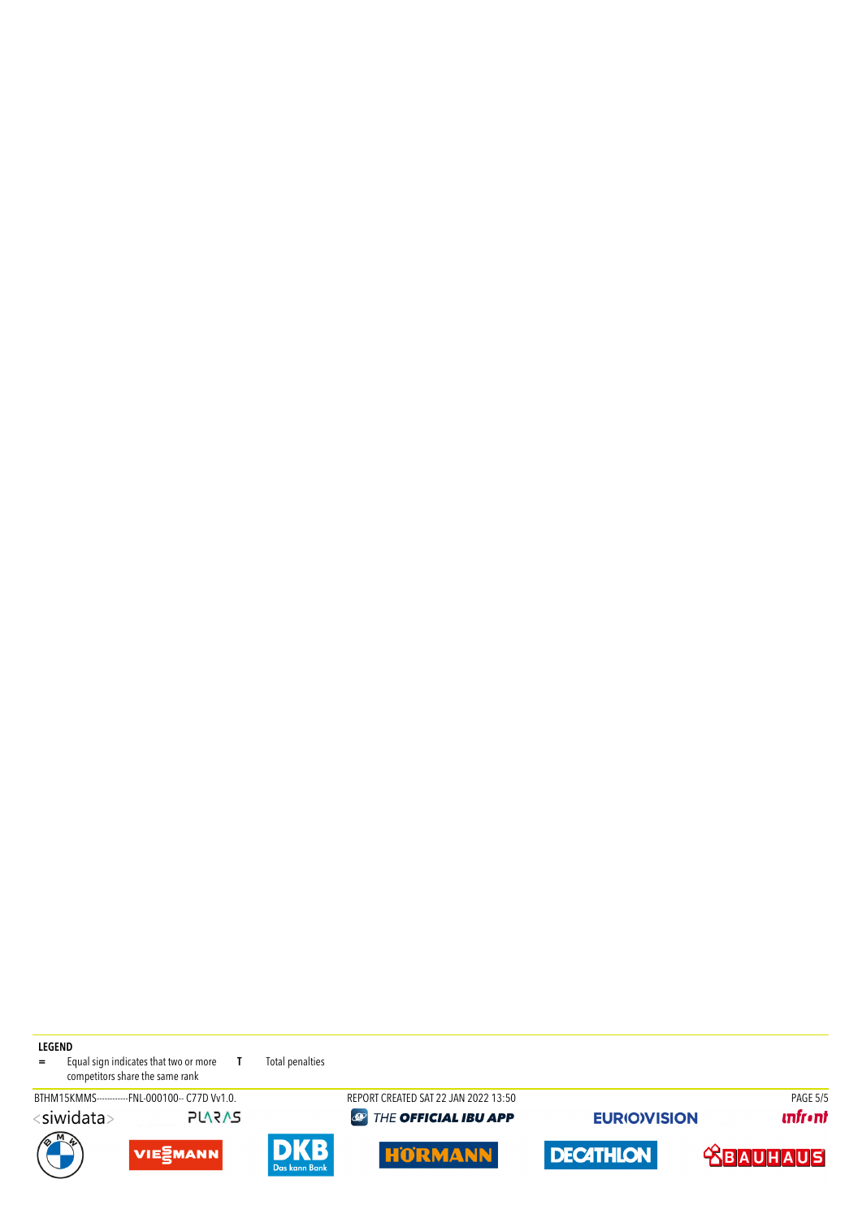**LEGEND**

| | | | |
|---|---|---|---|
| = | Equal sign indicates that two or more competitors share the same rank | T | Total penalties |

BTHM15KMMS------------FNL-000100-- C77D Vv1.0.

REPORT CREATED SAT 22 JAN 2022 13:50